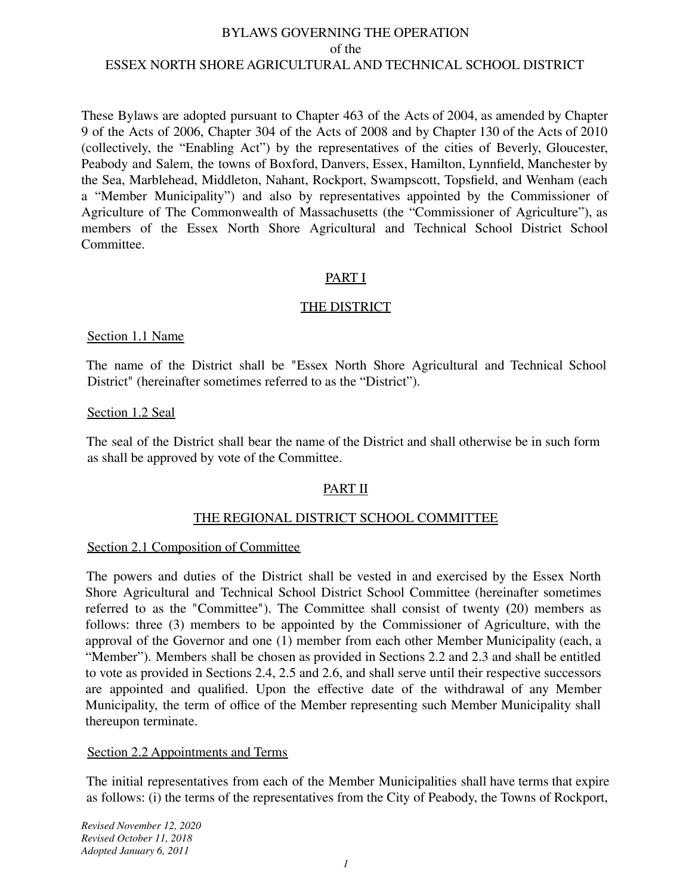# BYLAWS GOVERNING THE OPERATION
of the
# ESSEX NORTH SHORE AGRICULTURAL AND TECHNICAL SCHOOL DISTRICT

These Bylaws are adopted pursuant to Chapter 463 of the Acts of 2004, as amended by Chapter 9 of the Acts of 2006, Chapter 304 of the Acts of 2008 and by Chapter 130 of the Acts of 2010 (collectively, the "Enabling Act") by the representatives of the cities of Beverly, Gloucester, Peabody and Salem, the towns of Boxford, Danvers, Essex, Hamilton, Lynnfield, Manchester by the Sea, Marblehead, Middleton, Nahant, Rockport, Swampscott, Topsfield, and Wenham (each a "Member Municipality") and also by representatives appointed by the Commissioner of Agriculture of The Commonwealth of Massachusetts (the "Commissioner of Agriculture"), as members of the Essex North Shore Agricultural and Technical School District School Committee.

## PART I

## THE DISTRICT

### Section 1.1 Name

The name of the District shall be "Essex North Shore Agricultural and Technical School District" (hereinafter sometimes referred to as the "District").

### Section 1.2 Seal

The seal of the District shall bear the name of the District and shall otherwise be in such form as shall be approved by vote of the Committee.

## PART II

## THE REGIONAL DISTRICT SCHOOL COMMITTEE

### Section 2.1 Composition of Committee

The powers and duties of the District shall be vested in and exercised by the Essex North Shore Agricultural and Technical School District School Committee (hereinafter sometimes referred to as the "Committee"). The Committee shall consist of twenty (20) members as follows: three (3) members to be appointed by the Commissioner of Agriculture, with the approval of the Governor and one (1) member from each other Member Municipality (each, a "Member"). Members shall be chosen as provided in Sections 2.2 and 2.3 and shall be entitled to vote as provided in Sections 2.4, 2.5 and 2.6, and shall serve until their respective successors are appointed and qualified. Upon the effective date of the withdrawal of any Member Municipality, the term of office of the Member representing such Member Municipality shall thereupon terminate.

### Section 2.2 Appointments and Terms

The initial representatives from each of the Member Municipalities shall have terms that expire as follows: (i) the terms of the representatives from the City of Peabody, the Towns of Rockport,

*Revised November 12, 2020*
*Revised October 11, 2018*
*Adopted January 6, 2011*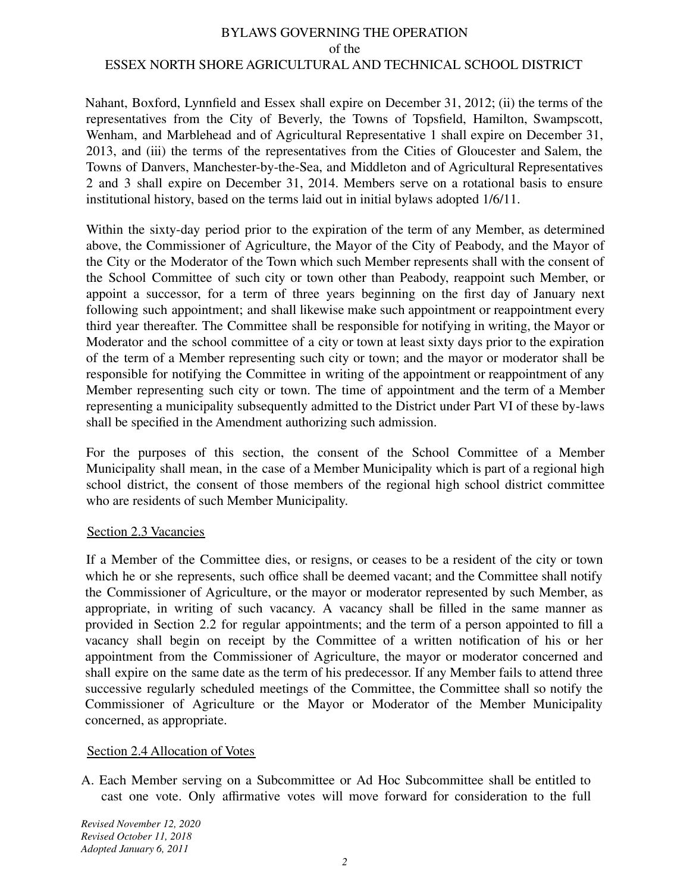Nahant, Boxford, Lynnfield and Essex shall expire on December 31, 2012; (ii) the terms of the representatives from the City of Beverly, the Towns of Topsfield, Hamilton, Swampscott, Wenham, and Marblehead and of Agricultural Representative 1 shall expire on December 31, 2013, and (iii) the terms of the representatives from the Cities of Gloucester and Salem, the Towns of Danvers, Manchester-by-the-Sea, and Middleton and of Agricultural Representatives 2 and 3 shall expire on December 31, 2014. Members serve on a rotational basis to ensure institutional history, based on the terms laid out in initial bylaws adopted 1/6/11.

Within the sixty-day period prior to the expiration of the term of any Member, as determined above, the Commissioner of Agriculture, the Mayor of the City of Peabody, and the Mayor of the City or the Moderator of the Town which such Member represents shall with the consent of the School Committee of such city or town other than Peabody, reappoint such Member, or appoint a successor, for a term of three years beginning on the first day of January next following such appointment; and shall likewise make such appointment or reappointment every third year thereafter. The Committee shall be responsible for notifying in writing, the Mayor or Moderator and the school committee of a city or town at least sixty days prior to the expiration of the term of a Member representing such city or town; and the mayor or moderator shall be responsible for notifying the Committee in writing of the appointment or reappointment of any Member representing such city or town. The time of appointment and the term of a Member representing a municipality subsequently admitted to the District under Part VI of these by-laws shall be specified in the Amendment authorizing such admission.

For the purposes of this section, the consent of the School Committee of a Member Municipality shall mean, in the case of a Member Municipality which is part of a regional high school district, the consent of those members of the regional high school district committee who are residents of such Member Municipality.

## Section 2.3 Vacancies

If a Member of the Committee dies, or resigns, or ceases to be a resident of the city or town which he or she represents, such office shall be deemed vacant; and the Committee shall notify the Commissioner of Agriculture, or the mayor or moderator represented by such Member, as appropriate, in writing of such vacancy. A vacancy shall be filled in the same manner as provided in Section 2.2 for regular appointments; and the term of a person appointed to fill a vacancy shall begin on receipt by the Committee of a written notification of his or her appointment from the Commissioner of Agriculture, the mayor or moderator concerned and shall expire on the same date as the term of his predecessor. If any Member fails to attend three successive regularly scheduled meetings of the Committee, the Committee shall so notify the Commissioner of Agriculture or the Mayor or Moderator of the Member Municipality concerned, as appropriate.

## Section 2.4 Allocation of Votes

A. Each Member serving on a Subcommittee or Ad Hoc Subcommittee shall be entitled to cast one vote. Only affirmative votes will move forward for consideration to the full

*Revised November 12, 2020*
*Revised October 11, 2018*
*Adopted January 6, 2011*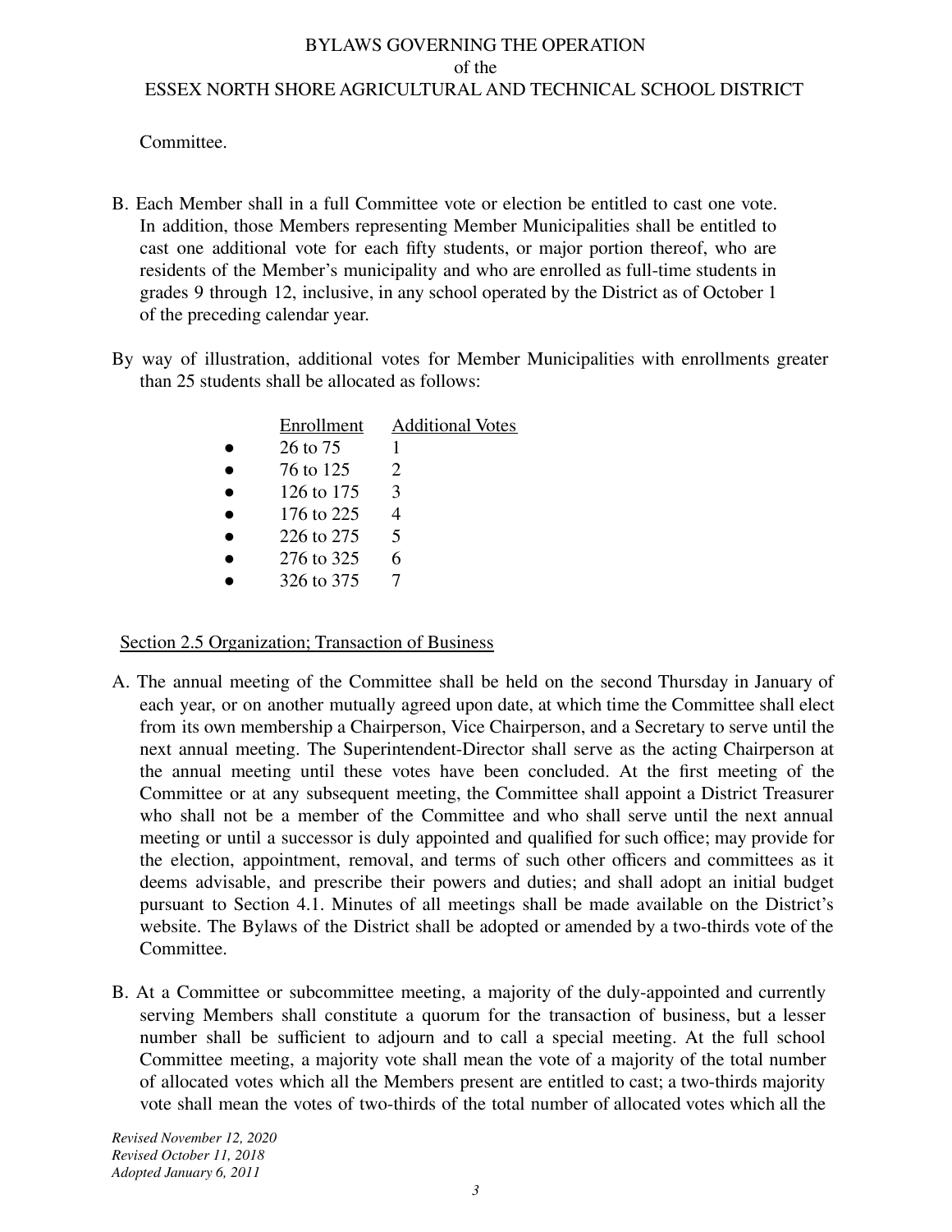Committee.

B. Each Member shall in a full Committee vote or election be entitled to cast one vote. In addition, those Members representing Member Municipalities shall be entitled to cast one additional vote for each fifty students, or major portion thereof, who are residents of the Member's municipality and who are enrolled as full-time students in grades 9 through 12, inclusive, in any school operated by the District as of October 1 of the preceding calendar year.

By way of illustration, additional votes for Member Municipalities with enrollments greater than 25 students shall be allocated as follows:

| Enrollment | Additional Votes |
|---|---|
| 26 to 75 | 1 |
| 76 to 125 | 2 |
| 126 to 175 | 3 |
| 176 to 225 | 4 |
| 226 to 275 | 5 |
| 276 to 325 | 6 |
| 326 to 375 | 7 |

Section 2.5 Organization; Transaction of Business

A. The annual meeting of the Committee shall be held on the second Thursday in January of each year, or on another mutually agreed upon date, at which time the Committee shall elect from its own membership a Chairperson, Vice Chairperson, and a Secretary to serve until the next annual meeting. The Superintendent-Director shall serve as the acting Chairperson at the annual meeting until these votes have been concluded. At the first meeting of the Committee or at any subsequent meeting, the Committee shall appoint a District Treasurer who shall not be a member of the Committee and who shall serve until the next annual meeting or until a successor is duly appointed and qualified for such office; may provide for the election, appointment, removal, and terms of such other officers and committees as it deems advisable, and prescribe their powers and duties; and shall adopt an initial budget pursuant to Section 4.1. Minutes of all meetings shall be made available on the District's website. The Bylaws of the District shall be adopted or amended by a two-thirds vote of the Committee.

B. At a Committee or subcommittee meeting, a majority of the duly-appointed and currently serving Members shall constitute a quorum for the transaction of business, but a lesser number shall be sufficient to adjourn and to call a special meeting. At the full school Committee meeting, a majority vote shall mean the vote of a majority of the total number of allocated votes which all the Members present are entitled to cast; a two-thirds majority vote shall mean the votes of two-thirds of the total number of allocated votes which all the

*Revised November 12, 2020*
*Revised October 11, 2018*
*Adopted January 6, 2011*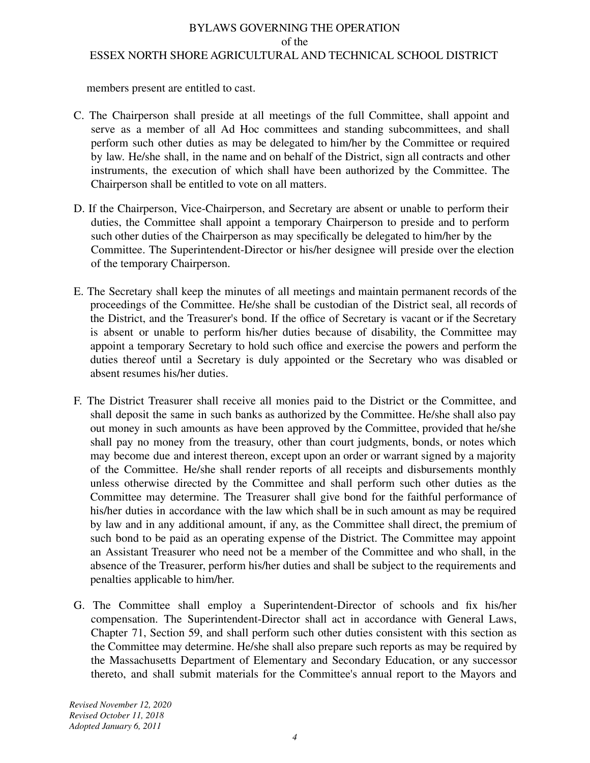members present are entitled to cast.

C. The Chairperson shall preside at all meetings of the full Committee, shall appoint and serve as a member of all Ad Hoc committees and standing subcommittees, and shall perform such other duties as may be delegated to him/her by the Committee or required by law. He/she shall, in the name and on behalf of the District, sign all contracts and other instruments, the execution of which shall have been authorized by the Committee. The Chairperson shall be entitled to vote on all matters.

D. If the Chairperson, Vice-Chairperson, and Secretary are absent or unable to perform their duties, the Committee shall appoint a temporary Chairperson to preside and to perform such other duties of the Chairperson as may specifically be delegated to him/her by the Committee. The Superintendent-Director or his/her designee will preside over the election of the temporary Chairperson.

E. The Secretary shall keep the minutes of all meetings and maintain permanent records of the proceedings of the Committee. He/she shall be custodian of the District seal, all records of the District, and the Treasurer's bond. If the office of Secretary is vacant or if the Secretary is absent or unable to perform his/her duties because of disability, the Committee may appoint a temporary Secretary to hold such office and exercise the powers and perform the duties thereof until a Secretary is duly appointed or the Secretary who was disabled or absent resumes his/her duties.

F. The District Treasurer shall receive all monies paid to the District or the Committee, and shall deposit the same in such banks as authorized by the Committee. He/she shall also pay out money in such amounts as have been approved by the Committee, provided that he/she shall pay no money from the treasury, other than court judgments, bonds, or notes which may become due and interest thereon, except upon an order or warrant signed by a majority of the Committee. He/she shall render reports of all receipts and disbursements monthly unless otherwise directed by the Committee and shall perform such other duties as the Committee may determine. The Treasurer shall give bond for the faithful performance of his/her duties in accordance with the law which shall be in such amount as may be required by law and in any additional amount, if any, as the Committee shall direct, the premium of such bond to be paid as an operating expense of the District. The Committee may appoint an Assistant Treasurer who need not be a member of the Committee and who shall, in the absence of the Treasurer, perform his/her duties and shall be subject to the requirements and penalties applicable to him/her.

G. The Committee shall employ a Superintendent-Director of schools and fix his/her compensation. The Superintendent-Director shall act in accordance with General Laws, Chapter 71, Section 59, and shall perform such other duties consistent with this section as the Committee may determine. He/she shall also prepare such reports as may be required by the Massachusetts Department of Elementary and Secondary Education, or any successor thereto, and shall submit materials for the Committee's annual report to the Mayors and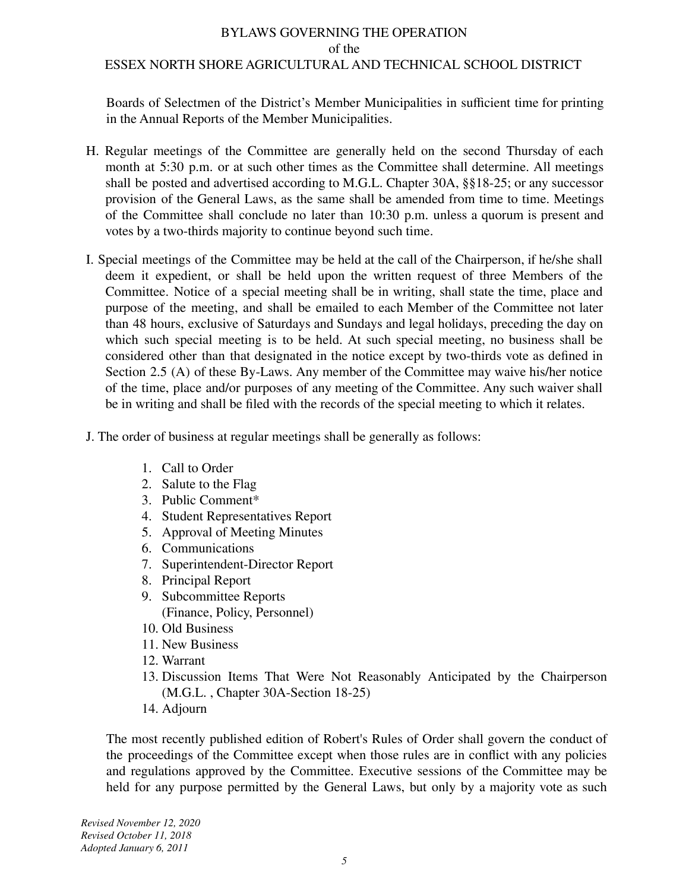Boards of Selectmen of the District's Member Municipalities in sufficient time for printing in the Annual Reports of the Member Municipalities.

H. Regular meetings of the Committee are generally held on the second Thursday of each month at 5:30 p.m. or at such other times as the Committee shall determine. All meetings shall be posted and advertised according to M.G.L. Chapter 30A, §§18-25; or any successor provision of the General Laws, as the same shall be amended from time to time. Meetings of the Committee shall conclude no later than 10:30 p.m. unless a quorum is present and votes by a two-thirds majority to continue beyond such time.

I. Special meetings of the Committee may be held at the call of the Chairperson, if he/she shall deem it expedient, or shall be held upon the written request of three Members of the Committee. Notice of a special meeting shall be in writing, shall state the time, place and purpose of the meeting, and shall be emailed to each Member of the Committee not later than 48 hours, exclusive of Saturdays and Sundays and legal holidays, preceding the day on which such special meeting is to be held. At such special meeting, no business shall be considered other than that designated in the notice except by two-thirds vote as defined in Section 2.5 (A) of these By-Laws. Any member of the Committee may waive his/her notice of the time, place and/or purposes of any meeting of the Committee. Any such waiver shall be in writing and shall be filed with the records of the special meeting to which it relates.

J. The order of business at regular meetings shall be generally as follows:

1. Call to Order
2. Salute to the Flag
3. Public Comment*
4. Student Representatives Report
5. Approval of Meeting Minutes
6. Communications
7. Superintendent-Director Report
8. Principal Report
9. Subcommittee Reports (Finance, Policy, Personnel)
10. Old Business
11. New Business
12. Warrant
13. Discussion Items That Were Not Reasonably Anticipated by the Chairperson (M.G.L. , Chapter 30A-Section 18-25)
14. Adjourn

The most recently published edition of Robert's Rules of Order shall govern the conduct of the proceedings of the Committee except when those rules are in conflict with any policies and regulations approved by the Committee. Executive sessions of the Committee may be held for any purpose permitted by the General Laws, but only by a majority vote as such

*Revised November 12, 2020*
*Revised October 11, 2018*
*Adopted January 6, 2011*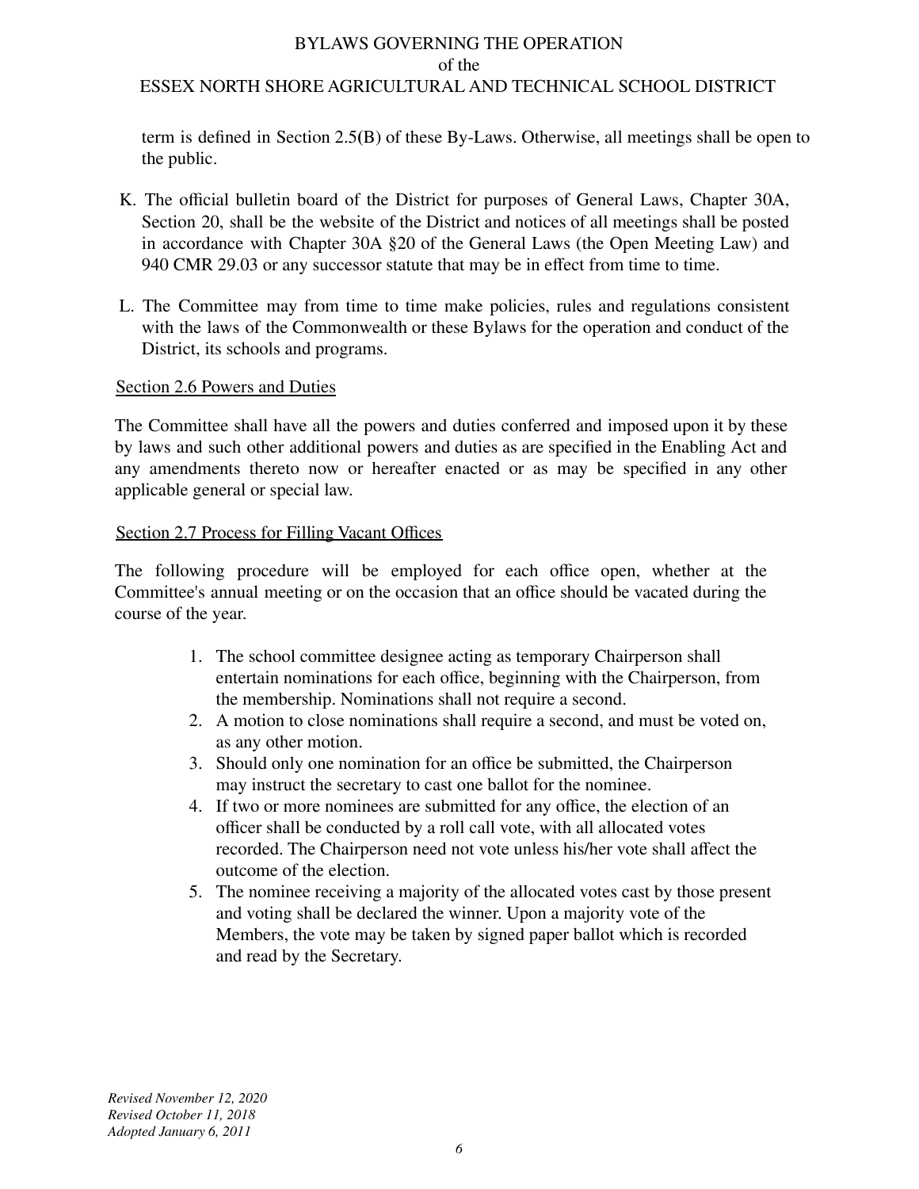term is defined in Section 2.5(B) of these By-Laws. Otherwise, all meetings shall be open to the public.

K. The official bulletin board of the District for purposes of General Laws, Chapter 30A, Section 20, shall be the website of the District and notices of all meetings shall be posted in accordance with Chapter 30A §20 of the General Laws (the Open Meeting Law) and 940 CMR 29.03 or any successor statute that may be in effect from time to time.

L. The Committee may from time to time make policies, rules and regulations consistent with the laws of the Commonwealth or these Bylaws for the operation and conduct of the District, its schools and programs.

Section 2.6 Powers and Duties

The Committee shall have all the powers and duties conferred and imposed upon it by these by laws and such other additional powers and duties as are specified in the Enabling Act and any amendments thereto now or hereafter enacted or as may be specified in any other applicable general or special law.

Section 2.7 Process for Filling Vacant Offices

The following procedure will be employed for each office open, whether at the Committee's annual meeting or on the occasion that an office should be vacated during the course of the year.

1. The school committee designee acting as temporary Chairperson shall entertain nominations for each office, beginning with the Chairperson, from the membership. Nominations shall not require a second.
2. A motion to close nominations shall require a second, and must be voted on, as any other motion.
3. Should only one nomination for an office be submitted, the Chairperson may instruct the secretary to cast one ballot for the nominee.
4. If two or more nominees are submitted for any office, the election of an officer shall be conducted by a roll call vote, with all allocated votes recorded. The Chairperson need not vote unless his/her vote shall affect the outcome of the election.
5. The nominee receiving a majority of the allocated votes cast by those present and voting shall be declared the winner. Upon a majority vote of the Members, the vote may be taken by signed paper ballot which is recorded and read by the Secretary.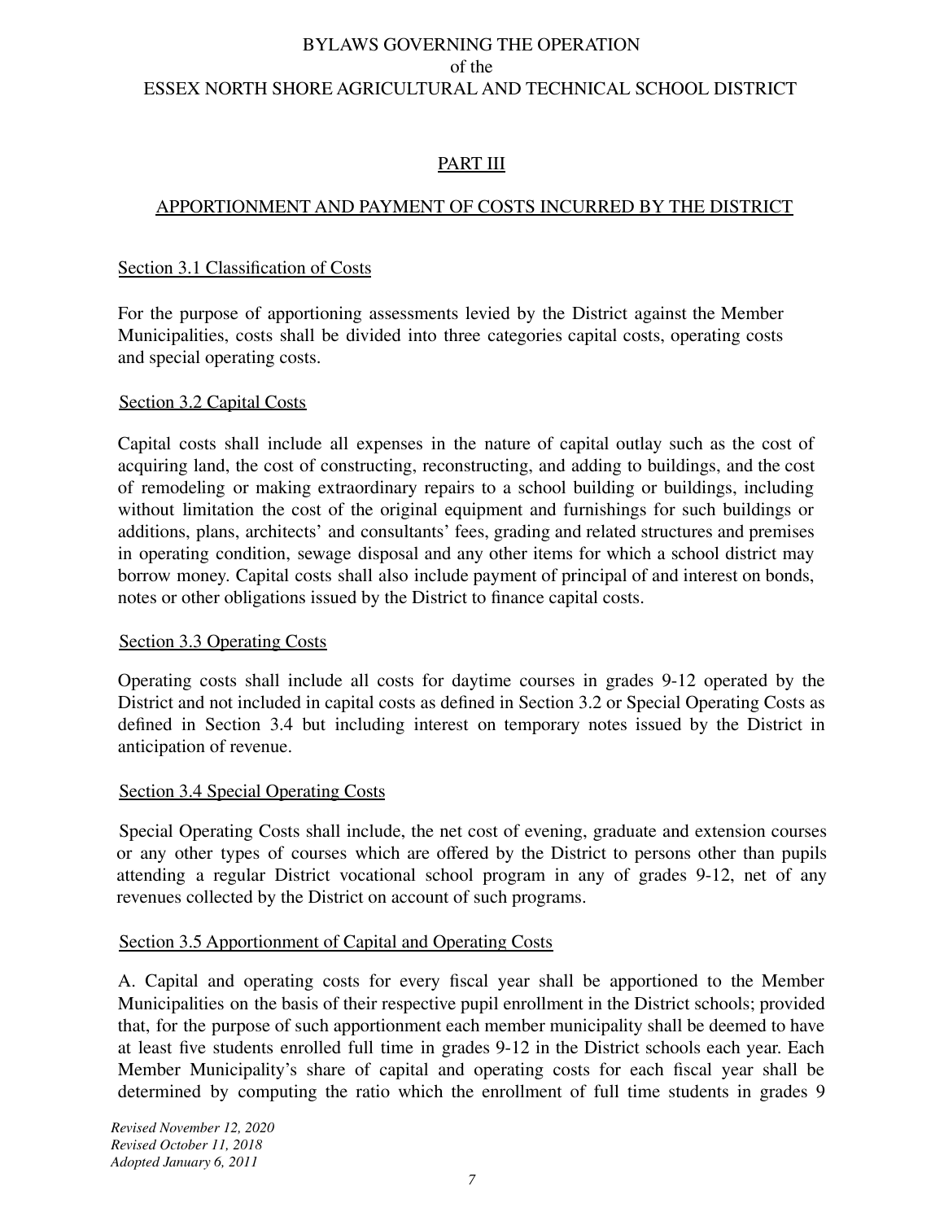## PART III

## APPORTIONMENT AND PAYMENT OF COSTS INCURRED BY THE DISTRICT

### Section 3.1 Classification of Costs

For the purpose of apportioning assessments levied by the District against the Member Municipalities, costs shall be divided into three categories capital costs, operating costs and special operating costs.

### Section 3.2 Capital Costs

Capital costs shall include all expenses in the nature of capital outlay such as the cost of acquiring land, the cost of constructing, reconstructing, and adding to buildings, and the cost of remodeling or making extraordinary repairs to a school building or buildings, including without limitation the cost of the original equipment and furnishings for such buildings or additions, plans, architects' and consultants' fees, grading and related structures and premises in operating condition, sewage disposal and any other items for which a school district may borrow money. Capital costs shall also include payment of principal of and interest on bonds, notes or other obligations issued by the District to finance capital costs.

### Section 3.3 Operating Costs

Operating costs shall include all costs for daytime courses in grades 9-12 operated by the District and not included in capital costs as defined in Section 3.2 or Special Operating Costs as defined in Section 3.4 but including interest on temporary notes issued by the District in anticipation of revenue.

### Section 3.4 Special Operating Costs

Special Operating Costs shall include, the net cost of evening, graduate and extension courses or any other types of courses which are offered by the District to persons other than pupils attending a regular District vocational school program in any of grades 9-12, net of any revenues collected by the District on account of such programs.

### Section 3.5 Apportionment of Capital and Operating Costs

A. Capital and operating costs for every fiscal year shall be apportioned to the Member Municipalities on the basis of their respective pupil enrollment in the District schools; provided that, for the purpose of such apportionment each member municipality shall be deemed to have at least five students enrolled full time in grades 9-12 in the District schools each year. Each Member Municipality's share of capital and operating costs for each fiscal year shall be determined by computing the ratio which the enrollment of full time students in grades 9

*Revised November 12, 2020*
*Revised October 11, 2018*
*Adopted January 6, 2011*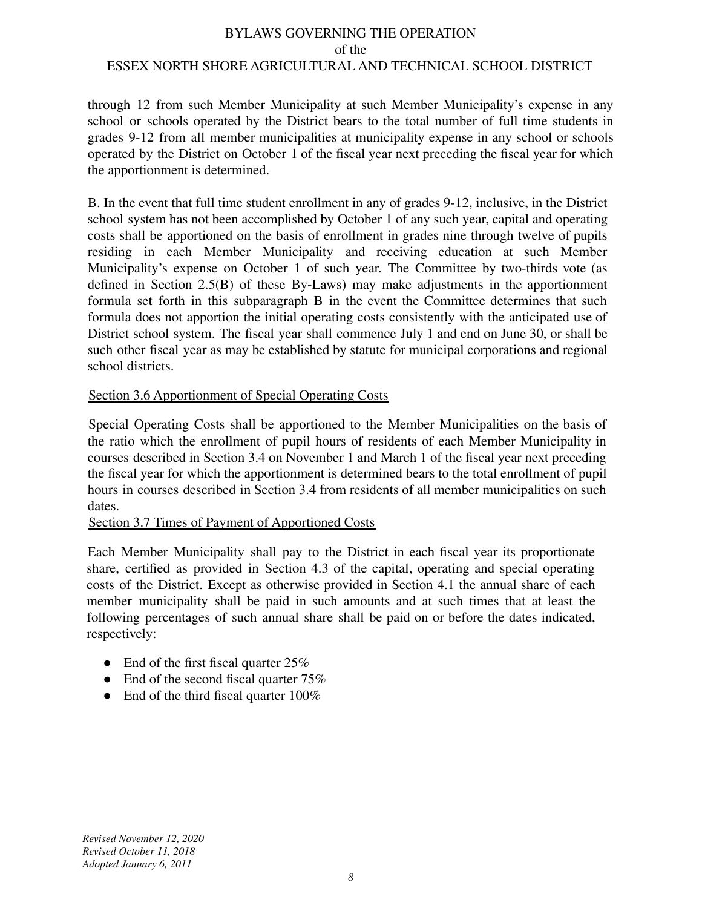through 12 from such Member Municipality at such Member Municipality's expense in any school or schools operated by the District bears to the total number of full time students in grades 9-12 from all member municipalities at municipality expense in any school or schools operated by the District on October 1 of the fiscal year next preceding the fiscal year for which the apportionment is determined.

B. In the event that full time student enrollment in any of grades 9-12, inclusive, in the District school system has not been accomplished by October 1 of any such year, capital and operating costs shall be apportioned on the basis of enrollment in grades nine through twelve of pupils residing in each Member Municipality and receiving education at such Member Municipality's expense on October 1 of such year. The Committee by two-thirds vote (as defined in Section 2.5(B) of these By-Laws) may make adjustments in the apportionment formula set forth in this subparagraph B in the event the Committee determines that such formula does not apportion the initial operating costs consistently with the anticipated use of District school system. The fiscal year shall commence July 1 and end on June 30, or shall be such other fiscal year as may be established by statute for municipal corporations and regional school districts.

Section 3.6 Apportionment of Special Operating Costs

Special Operating Costs shall be apportioned to the Member Municipalities on the basis of the ratio which the enrollment of pupil hours of residents of each Member Municipality in courses described in Section 3.4 on November 1 and March 1 of the fiscal year next preceding the fiscal year for which the apportionment is determined bears to the total enrollment of pupil hours in courses described in Section 3.4 from residents of all member municipalities on such dates.

Section 3.7 Times of Payment of Apportioned Costs

Each Member Municipality shall pay to the District in each fiscal year its proportionate share, certified as provided in Section 4.3 of the capital, operating and special operating costs of the District. Except as otherwise provided in Section 4.1 the annual share of each member municipality shall be paid in such amounts and at such times that at least the following percentages of such annual share shall be paid on or before the dates indicated, respectively:

- End of the first fiscal quarter 25%
- End of the second fiscal quarter 75%
- End of the third fiscal quarter 100%

*Revised November 12, 2020*
*Revised October 11, 2018*
*Adopted January 6, 2011*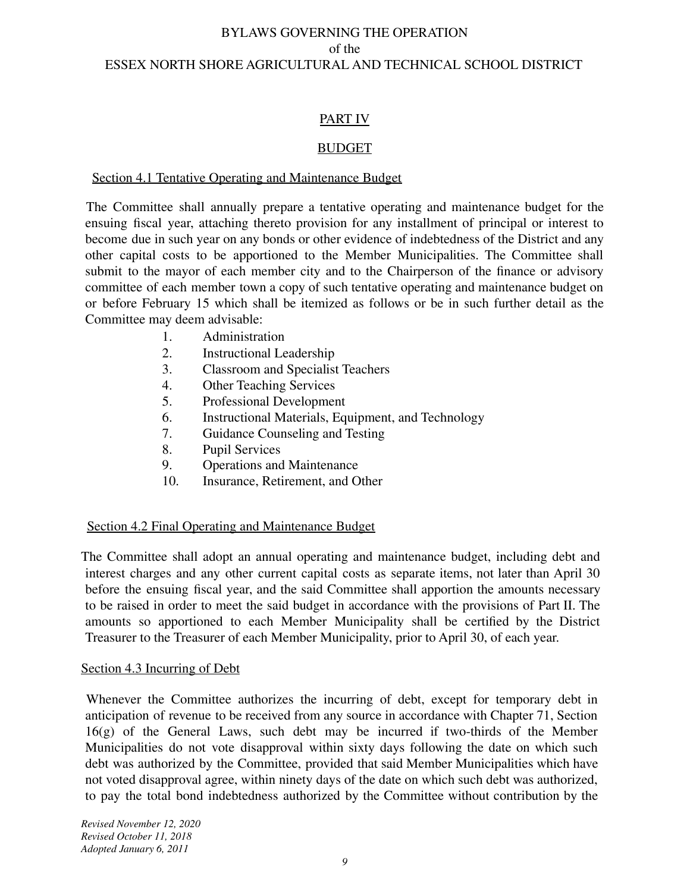BYLAWS GOVERNING THE OPERATION
of the
ESSEX NORTH SHORE AGRICULTURAL AND TECHNICAL SCHOOL DISTRICT

## PART IV

## BUDGET

### Section 4.1 Tentative Operating and Maintenance Budget

The Committee shall annually prepare a tentative operating and maintenance budget for the ensuing fiscal year, attaching thereto provision for any installment of principal or interest to become due in such year on any bonds or other evidence of indebtedness of the District and any other capital costs to be apportioned to the Member Municipalities. The Committee shall submit to the mayor of each member city and to the Chairperson of the finance or advisory committee of each member town a copy of such tentative operating and maintenance budget on or before February 15 which shall be itemized as follows or be in such further detail as the Committee may deem advisable:

1. Administration
2. Instructional Leadership
3. Classroom and Specialist Teachers
4. Other Teaching Services
5. Professional Development
6. Instructional Materials, Equipment, and Technology
7. Guidance Counseling and Testing
8. Pupil Services
9. Operations and Maintenance
10. Insurance, Retirement, and Other

### Section 4.2 Final Operating and Maintenance Budget

The Committee shall adopt an annual operating and maintenance budget, including debt and interest charges and any other current capital costs as separate items, not later than April 30 before the ensuing fiscal year, and the said Committee shall apportion the amounts necessary to be raised in order to meet the said budget in accordance with the provisions of Part II. The amounts so apportioned to each Member Municipality shall be certified by the District Treasurer to the Treasurer of each Member Municipality, prior to April 30, of each year.

### Section 4.3 Incurring of Debt

Whenever the Committee authorizes the incurring of debt, except for temporary debt in anticipation of revenue to be received from any source in accordance with Chapter 71, Section 16(g) of the General Laws, such debt may be incurred if two-thirds of the Member Municipalities do not vote disapproval within sixty days following the date on which such debt was authorized by the Committee, provided that said Member Municipalities which have not voted disapproval agree, within ninety days of the date on which such debt was authorized, to pay the total bond indebtedness authorized by the Committee without contribution by the

*Revised November 12, 2020*
*Revised October 11, 2018*
*Adopted January 6, 2011*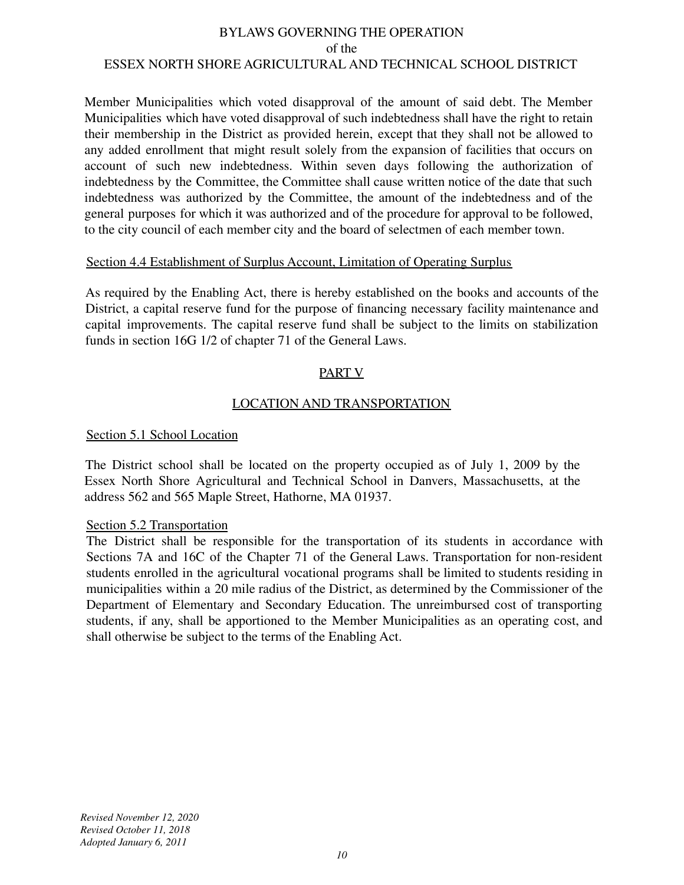Member Municipalities which voted disapproval of the amount of said debt. The Member Municipalities which have voted disapproval of such indebtedness shall have the right to retain their membership in the District as provided herein, except that they shall not be allowed to any added enrollment that might result solely from the expansion of facilities that occurs on account of such new indebtedness. Within seven days following the authorization of indebtedness by the Committee, the Committee shall cause written notice of the date that such indebtedness was authorized by the Committee, the amount of the indebtedness and of the general purposes for which it was authorized and of the procedure for approval to be followed, to the city council of each member city and the board of selectmen of each member town.

### Section 4.4 Establishment of Surplus Account, Limitation of Operating Surplus

As required by the Enabling Act, there is hereby established on the books and accounts of the District, a capital reserve fund for the purpose of financing necessary facility maintenance and capital improvements. The capital reserve fund shall be subject to the limits on stabilization funds in section 16G 1/2 of chapter 71 of the General Laws.

## PART V

## LOCATION AND TRANSPORTATION

### Section 5.1 School Location

The District school shall be located on the property occupied as of July 1, 2009 by the Essex North Shore Agricultural and Technical School in Danvers, Massachusetts, at the address 562 and 565 Maple Street, Hathorne, MA 01937.

### Section 5.2 Transportation

The District shall be responsible for the transportation of its students in accordance with Sections 7A and 16C of the Chapter 71 of the General Laws. Transportation for non-resident students enrolled in the agricultural vocational programs shall be limited to students residing in municipalities within a 20 mile radius of the District, as determined by the Commissioner of the Department of Elementary and Secondary Education. The unreimbursed cost of transporting students, if any, shall be apportioned to the Member Municipalities as an operating cost, and shall otherwise be subject to the terms of the Enabling Act.

*Revised November 12, 2020*
*Revised October 11, 2018*
*Adopted January 6, 2011*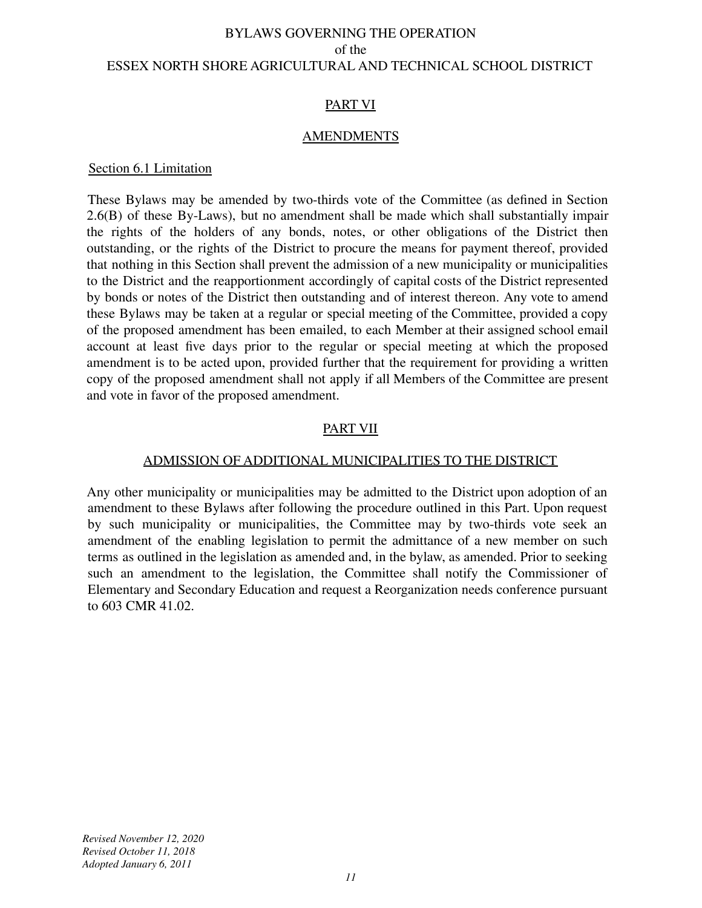## PART VI

## AMENDMENTS

### Section 6.1 Limitation

These Bylaws may be amended by two-thirds vote of the Committee (as defined in Section 2.6(B) of these By-Laws), but no amendment shall be made which shall substantially impair the rights of the holders of any bonds, notes, or other obligations of the District then outstanding, or the rights of the District to procure the means for payment thereof, provided that nothing in this Section shall prevent the admission of a new municipality or municipalities to the District and the reapportionment accordingly of capital costs of the District represented by bonds or notes of the District then outstanding and of interest thereon. Any vote to amend these Bylaws may be taken at a regular or special meeting of the Committee, provided a copy of the proposed amendment has been emailed, to each Member at their assigned school email account at least five days prior to the regular or special meeting at which the proposed amendment is to be acted upon, provided further that the requirement for providing a written copy of the proposed amendment shall not apply if all Members of the Committee are present and vote in favor of the proposed amendment.

## PART VII

## ADMISSION OF ADDITIONAL MUNICIPALITIES TO THE DISTRICT

Any other municipality or municipalities may be admitted to the District upon adoption of an amendment to these Bylaws after following the procedure outlined in this Part. Upon request by such municipality or municipalities, the Committee may by two-thirds vote seek an amendment of the enabling legislation to permit the admittance of a new member on such terms as outlined in the legislation as amended and, in the bylaw, as amended. Prior to seeking such an amendment to the legislation, the Committee shall notify the Commissioner of Elementary and Secondary Education and request a Reorganization needs conference pursuant to 603 CMR 41.02.

*Revised November 12, 2020*
*Revised October 11, 2018*
*Adopted January 6, 2011*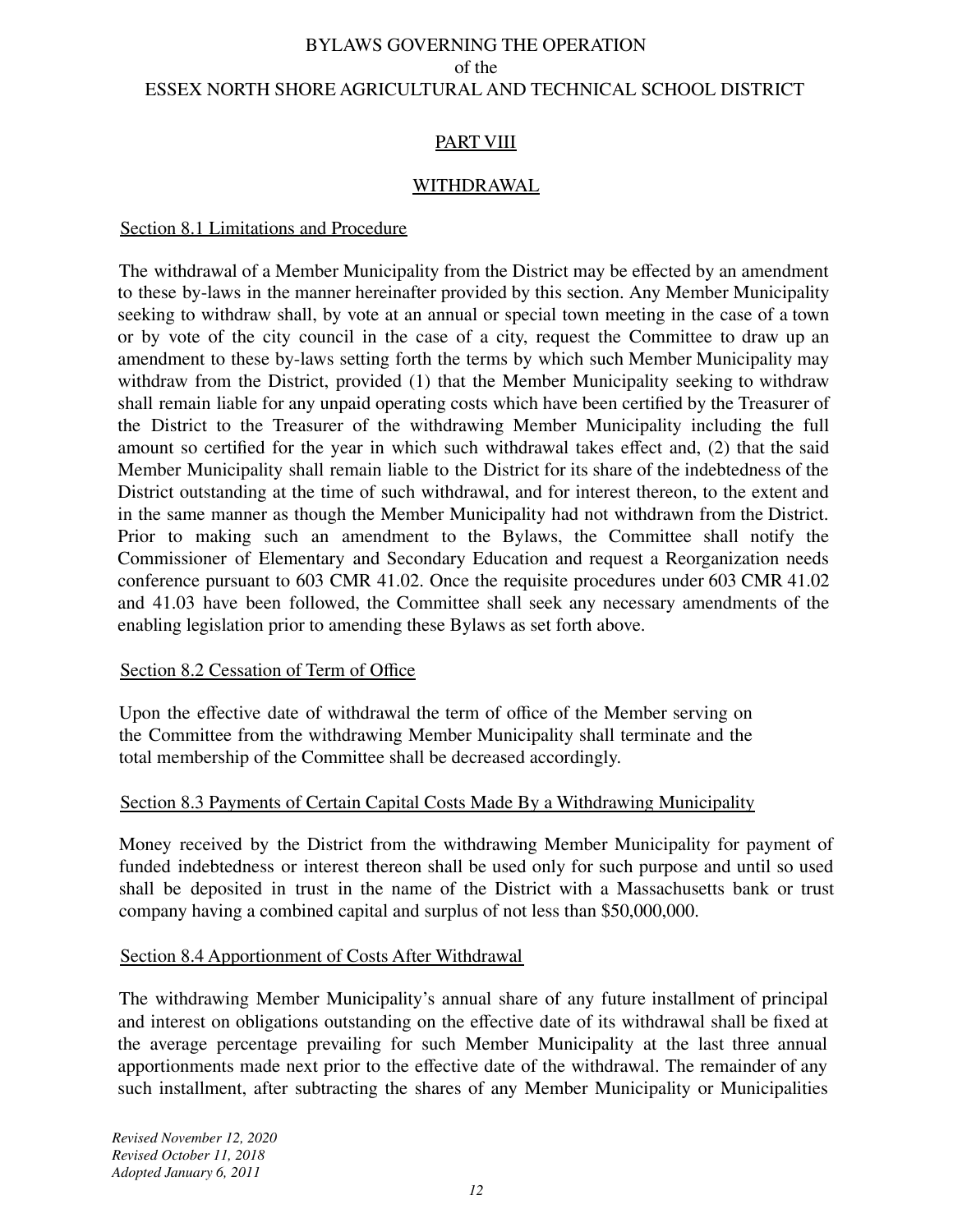## PART VIII

## WITHDRAWAL

### Section 8.1 Limitations and Procedure

The withdrawal of a Member Municipality from the District may be effected by an amendment to these by-laws in the manner hereinafter provided by this section. Any Member Municipality seeking to withdraw shall, by vote at an annual or special town meeting in the case of a town or by vote of the city council in the case of a city, request the Committee to draw up an amendment to these by-laws setting forth the terms by which such Member Municipality may withdraw from the District, provided (1) that the Member Municipality seeking to withdraw shall remain liable for any unpaid operating costs which have been certified by the Treasurer of the District to the Treasurer of the withdrawing Member Municipality including the full amount so certified for the year in which such withdrawal takes effect and, (2) that the said Member Municipality shall remain liable to the District for its share of the indebtedness of the District outstanding at the time of such withdrawal, and for interest thereon, to the extent and in the same manner as though the Member Municipality had not withdrawn from the District. Prior to making such an amendment to the Bylaws, the Committee shall notify the Commissioner of Elementary and Secondary Education and request a Reorganization needs conference pursuant to 603 CMR 41.02. Once the requisite procedures under 603 CMR 41.02 and 41.03 have been followed, the Committee shall seek any necessary amendments of the enabling legislation prior to amending these Bylaws as set forth above.

### Section 8.2 Cessation of Term of Office

Upon the effective date of withdrawal the term of office of the Member serving on the Committee from the withdrawing Member Municipality shall terminate and the total membership of the Committee shall be decreased accordingly.

### Section 8.3 Payments of Certain Capital Costs Made By a Withdrawing Municipality

Money received by the District from the withdrawing Member Municipality for payment of funded indebtedness or interest thereon shall be used only for such purpose and until so used shall be deposited in trust in the name of the District with a Massachusetts bank or trust company having a combined capital and surplus of not less than $50,000,000.

### Section 8.4 Apportionment of Costs After Withdrawal

The withdrawing Member Municipality's annual share of any future installment of principal and interest on obligations outstanding on the effective date of its withdrawal shall be fixed at the average percentage prevailing for such Member Municipality at the last three annual apportionments made next prior to the effective date of the withdrawal. The remainder of any such installment, after subtracting the shares of any Member Municipality or Municipalities

*Revised November 12, 2020*
*Revised October 11, 2018*
*Adopted January 6, 2011*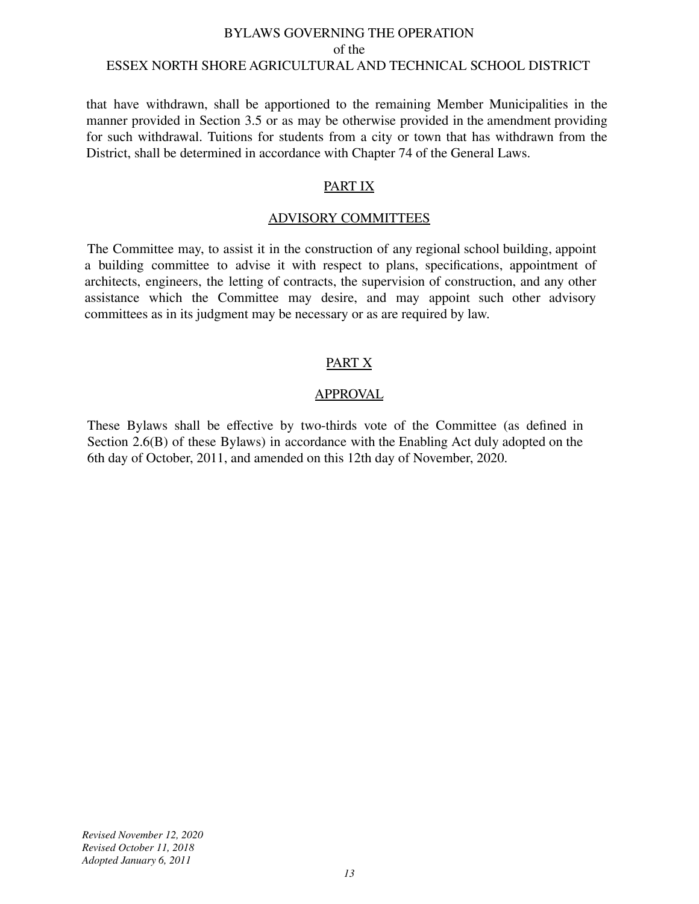that have withdrawn, shall be apportioned to the remaining Member Municipalities in the manner provided in Section 3.5 or as may be otherwise provided in the amendment providing for such withdrawal. Tuitions for students from a city or town that has withdrawn from the District, shall be determined in accordance with Chapter 74 of the General Laws.

## PART IX

## ADVISORY COMMITTEES

The Committee may, to assist it in the construction of any regional school building, appoint a building committee to advise it with respect to plans, specifications, appointment of architects, engineers, the letting of contracts, the supervision of construction, and any other assistance which the Committee may desire, and may appoint such other advisory committees as in its judgment may be necessary or as are required by law.

## PART X

## APPROVAL

These Bylaws shall be effective by two-thirds vote of the Committee (as defined in Section 2.6(B) of these Bylaws) in accordance with the Enabling Act duly adopted on the 6th day of October, 2011, and amended on this 12th day of November, 2020.

*Revised November 12, 2020*
*Revised October 11, 2018*
*Adopted January 6, 2011*